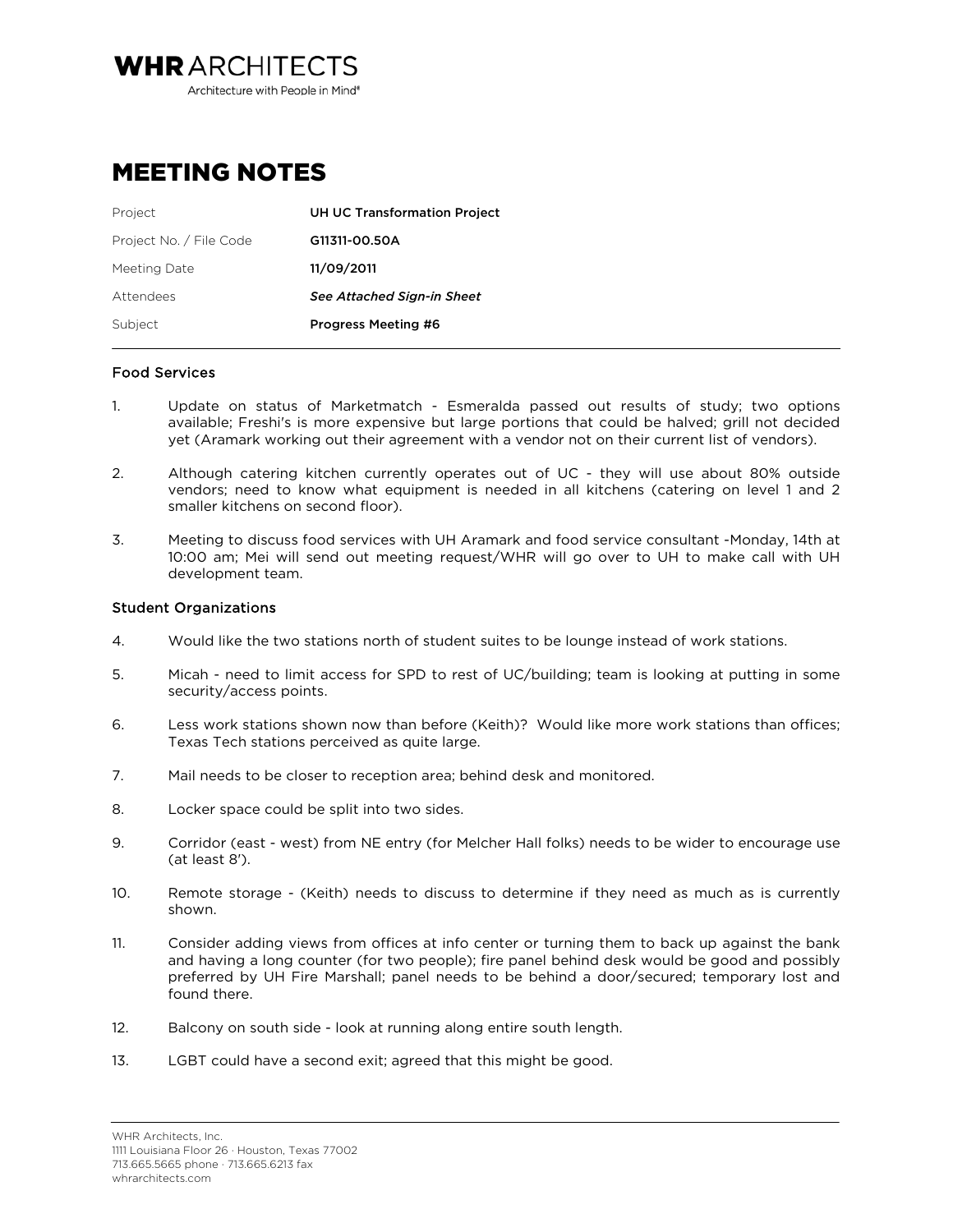**WHR** ARCHITECTS

Architecture with People in Mind®

# MEETING NOTES

| | |
|---|---|
| Project | UH UC Transformation Project |
| Project No. / File Code | G11311-00.50A |
| Meeting Date | 11/09/2011 |
| Attendees | *See Attached Sign-in Sheet* |
| Subject | Progress Meeting #6 |

## Food Services

1. Update on status of Marketmatch - Esmeralda passed out results of study; two options available; Freshi's is more expensive but large portions that could be halved; grill not decided yet (Aramark working out their agreement with a vendor not on their current list of vendors).

2. Although catering kitchen currently operates out of UC - they will use about 80% outside vendors; need to know what equipment is needed in all kitchens (catering on level 1 and 2 smaller kitchens on second floor).

3. Meeting to discuss food services with UH Aramark and food service consultant -Monday, 14th at 10:00 am; Mei will send out meeting request/WHR will go over to UH to make call with UH development team.

## Student Organizations

4. Would like the two stations north of student suites to be lounge instead of work stations.

5. Micah - need to limit access for SPD to rest of UC/building; team is looking at putting in some security/access points.

6. Less work stations shown now than before (Keith)? Would like more work stations than offices; Texas Tech stations perceived as quite large.

7. Mail needs to be closer to reception area; behind desk and monitored.

8. Locker space could be split into two sides.

9. Corridor (east - west) from NE entry (for Melcher Hall folks) needs to be wider to encourage use (at least 8').

10. Remote storage - (Keith) needs to discuss to determine if they need as much as is currently shown.

11. Consider adding views from offices at info center or turning them to back up against the bank and having a long counter (for two people); fire panel behind desk would be good and possibly preferred by UH Fire Marshall; panel needs to be behind a door/secured; temporary lost and found there.

12. Balcony on south side - look at running along entire south length.

13. LGBT could have a second exit; agreed that this might be good.

WHR Architects, Inc.
1111 Louisiana Floor 26 · Houston, Texas 77002
713.665.5665 phone · 713.665.6213 fax
whrarchitects.com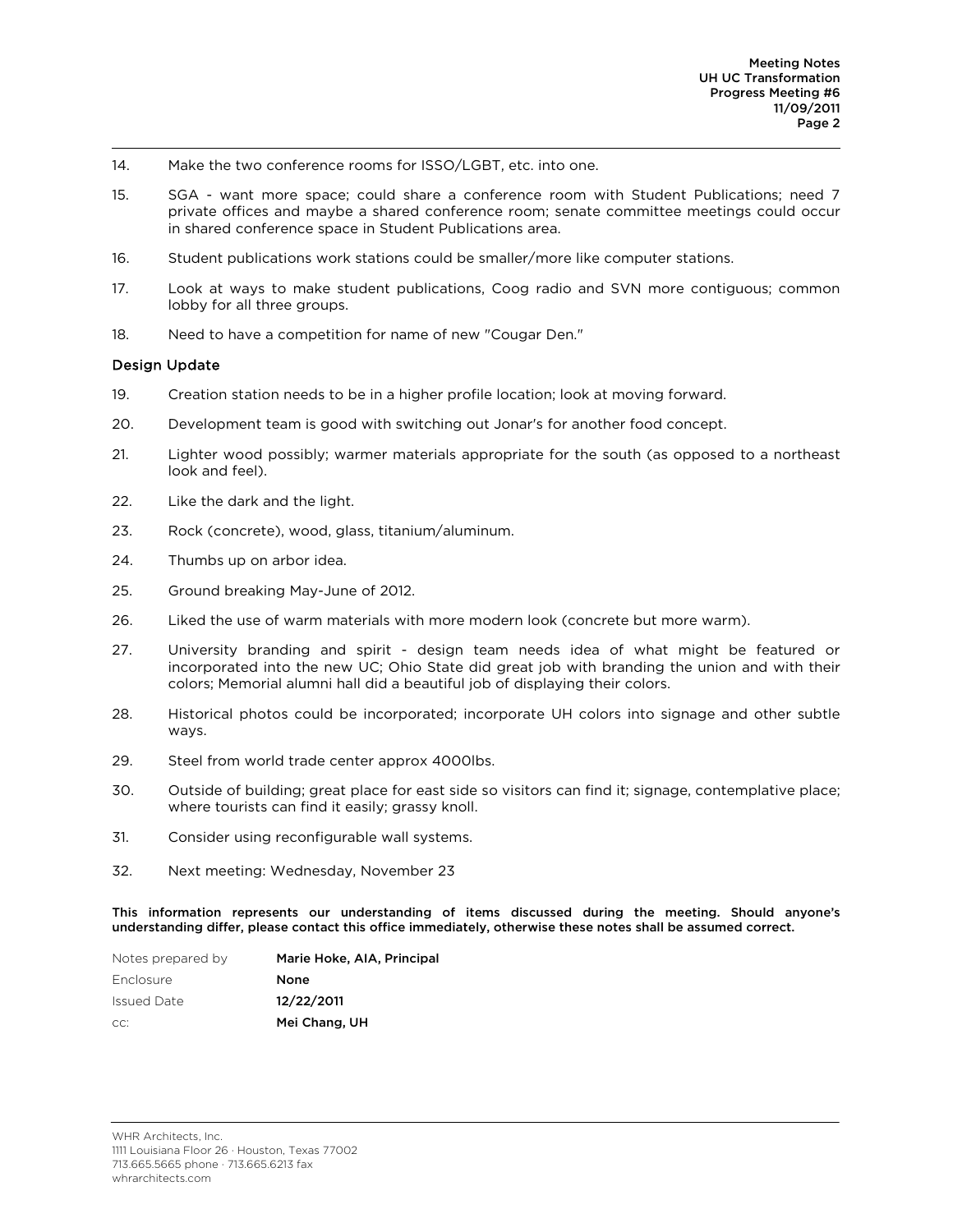14. Make the two conference rooms for ISSO/LGBT, etc. into one.

15. SGA - want more space; could share a conference room with Student Publications; need 7 private offices and maybe a shared conference room; senate committee meetings could occur in shared conference space in Student Publications area.

16. Student publications work stations could be smaller/more like computer stations.

17. Look at ways to make student publications, Coog radio and SVN more contiguous; common lobby for all three groups.

18. Need to have a competition for name of new "Cougar Den."

## Design Update

19. Creation station needs to be in a higher profile location; look at moving forward.

20. Development team is good with switching out Jonar's for another food concept.

21. Lighter wood possibly; warmer materials appropriate for the south (as opposed to a northeast look and feel).

22. Like the dark and the light.

23. Rock (concrete), wood, glass, titanium/aluminum.

24. Thumbs up on arbor idea.

25. Ground breaking May-June of 2012.

26. Liked the use of warm materials with more modern look (concrete but more warm).

27. University branding and spirit - design team needs idea of what might be featured or incorporated into the new UC; Ohio State did great job with branding the union and with their colors; Memorial alumni hall did a beautiful job of displaying their colors.

28. Historical photos could be incorporated; incorporate UH colors into signage and other subtle ways.

29. Steel from world trade center approx 4000lbs.

30. Outside of building; great place for east side so visitors can find it; signage, contemplative place; where tourists can find it easily; grassy knoll.

31. Consider using reconfigurable wall systems.

32. Next meeting: Wednesday, November 23

**This information represents our understanding of items discussed during the meeting. Should anyone's understanding differ, please contact this office immediately, otherwise these notes shall be assumed correct.**

| | |
|---|---|
| Notes prepared by | **Marie Hoke, AIA, Principal** |
| Enclosure | **None** |
| Issued Date | **12/22/2011** |
| cc: | **Mei Chang, UH** |

WHR Architects, Inc.
1111 Louisiana Floor 26 · Houston, Texas 77002
713.665.5665 phone · 713.665.6213 fax
whrarchitects.com